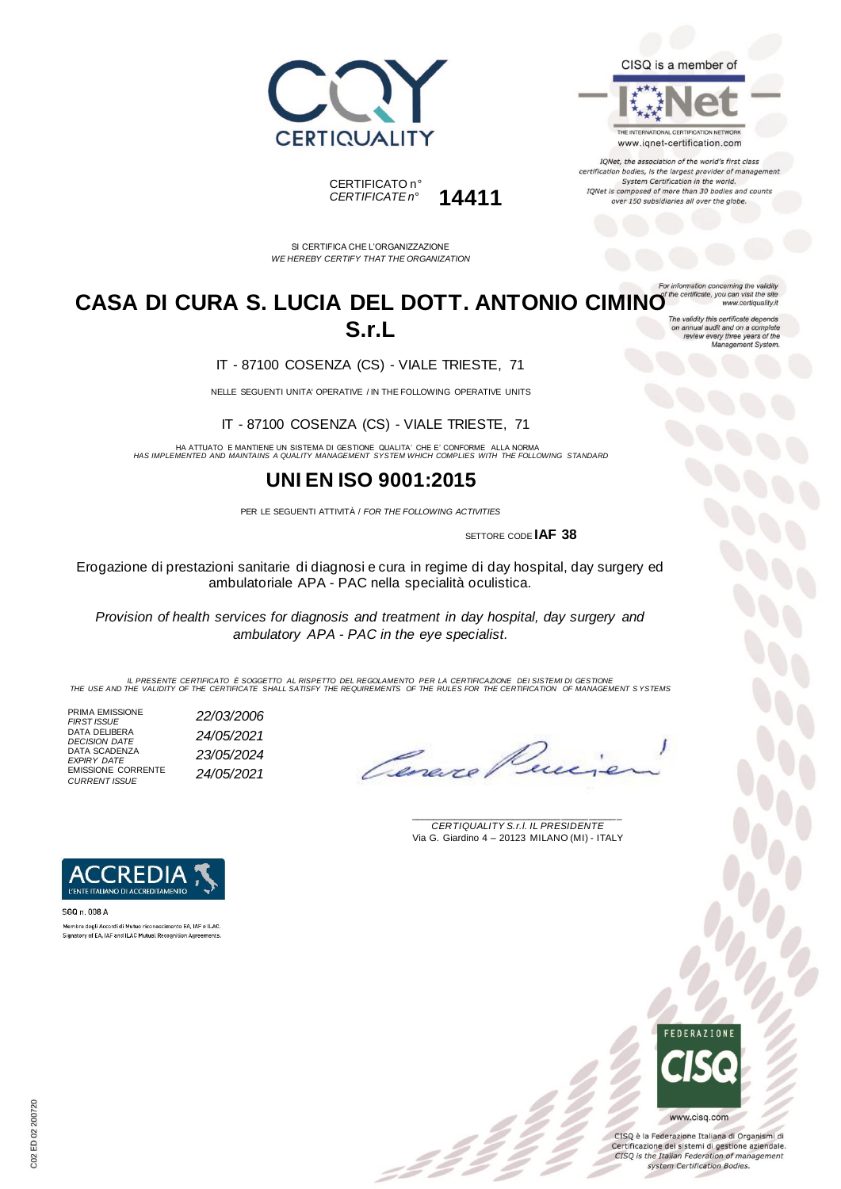CERTIQUALITY

CISQ is a member of

IQNet

THE INTERNATIONAL CERTIFICATION NETWORK
www.iqnet-certification.com

*IQNet, the association of the world's first class certification bodies, is the largest provider of management System Certification in the world. IQNet is composed of more than 30 bodies and counts over 150 subsidiaries all over the globe.*

CERTIFICATO n°
*CERTIFICATE n°* **14411**

SI CERTIFICA CHE L'ORGANIZZAZIONE
*WE HEREBY CERTIFY THAT THE ORGANIZATION*

*For information concerning the validity of the certificate, you can visit the site www.certiquality.it*

*The validity this certificate depends on annual audit and on a complete review every three years of the Management System.*

# CASA DI CURA S. LUCIA DEL DOTT. ANTONIO CIMINO S.r.L

IT - 87100 COSENZA (CS) - VIALE TRIESTE, 71

NELLE SEGUENTI UNITA' OPERATIVE / IN THE FOLLOWING OPERATIVE UNITS

IT - 87100 COSENZA (CS) - VIALE TRIESTE, 71

HA ATTUATO E MANTIENE UN SISTEMA DI GESTIONE QUALITA' CHE E' CONFORME ALLA NORMA
*HAS IMPLEMENTED AND MAINTAINS A QUALITY MANAGEMENT SYSTEM WHICH COMPLIES WITH THE FOLLOWING STANDARD*

## UNI EN ISO 9001:2015

PER LE SEGUENTI ATTIVITÀ / *FOR THE FOLLOWING ACTIVITIES*

SETTORE CODE **IAF 38**

Erogazione di prestazioni sanitarie di diagnosi e cura in regime di day hospital, day surgery ed ambulatoriale APA - PAC nella specialità oculistica.

*Provision of health services for diagnosis and treatment in day hospital, day surgery and ambulatory APA - PAC in the eye specialist.*

*IL PRESENTE CERTIFICATO È SOGGETTO AL RISPETTO DEL REGOLAMENTO PER LA CERTIFICAZIONE DEI SISTEMI DI GESTIONE*
*THE USE AND THE VALIDITY OF THE CERTIFICATE SHALL SATISFY THE REQUIREMENTS OF THE RULES FOR THE CERTIFICATION OF MANAGEMENT SYSTEMS*

| | |
|---|---|
| PRIMA EMISSIONE *FIRST ISSUE* | *22/03/2006* |
| DATA DELIBERA *DECISION DATE* | *24/05/2021* |
| DATA SCADENZA *EXPIRY DATE* | *23/05/2024* |
| EMISSIONE CORRENTE *CURRENT ISSUE* | *24/05/2021* |

*CERTIQUALITY S.r.l. IL PRESIDENTE*
Via G. Giardino 4 – 20123 MILANO (MI) - ITALY

ACCREDIA
L'ENTE ITALIANO DI ACCREDITAMENTO

SGQ n. 008 A

Membro degli Accordi di Mutuo riconoscimento EA, IAF e ILAC.
Signatory of EA, IAF and ILAC Mutual Recognition Agreements.

FEDERAZIONE CISQ

www.cisq.com

CISQ è la Federazione Italiana di Organismi di Certificazione dei sistemi di gestione aziendale.
*CISQ is the Italian Federation of management system Certification Bodies.*

C02 ED 02 200720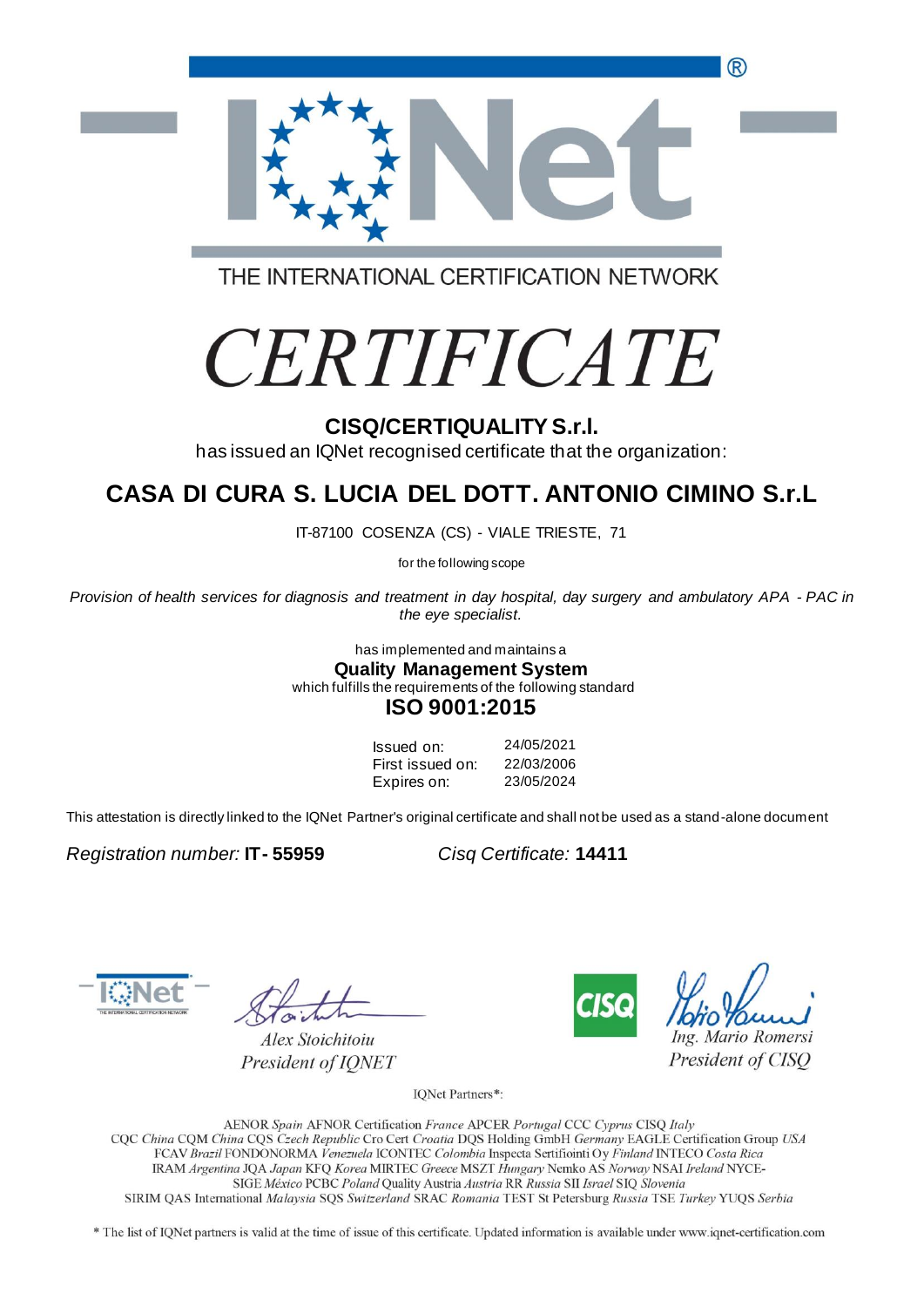THE INTERNATIONAL CERTIFICATION NETWORK

# CERTIFICATE

**CISQ/CERTIQUALITY S.r.l.**

has issued an IQNet recognised certificate that the organization:

## CASA DI CURA S. LUCIA DEL DOTT. ANTONIO CIMINO S.r.L

IT-87100 COSENZA (CS) - VIALE TRIESTE, 71

for the following scope

*Provision of health services for diagnosis and treatment in day hospital, day surgery and ambulatory APA - PAC in the eye specialist.*

has implemented and maintains a

**Quality Management System**

which fulfills the requirements of the following standard

**ISO 9001:2015**

| | |
|---|---|
| Issued on: | 24/05/2021 |
| First issued on: | 22/03/2006 |
| Expires on: | 23/05/2024 |

This attestation is directly linked to the IQNet Partner's original certificate and shall not be used as a stand-alone document

*Registration number:* **IT - 55959** *Cisq Certificate:* **14411**

*Alex Stoichitoiu*
*President of IQNET*

*Ing. Mario Romersi*
*President of CISQ*

IQNet Partners*:

AENOR *Spain* AFNOR Certification *France* APCER *Portugal* CCC *Cyprus* CISQ *Italy*
CQC *China* CQM *China* CQS *Czech Republic* Cro Cert *Croatia* DQS Holding GmbH *Germany* EAGLE Certification Group *USA*
FCAV *Brazil* FONDONORMA *Venezuela* ICONTEC *Colombia* Inspecta Sertifiointi Oy *Finland* INTECO *Costa Rica*
IRAM *Argentina* JQA *Japan* KFQ *Korea* MIRTEC *Greece* MSZT *Hungary* Nemko AS *Norway* NSAI *Ireland* NYCE-SIGE *México* PCBC *Poland* Quality Austria *Austria* RR *Russia* SII *Israel* SIQ *Slovenia*
SIRIM QAS International *Malaysia* SQS *Switzerland* SRAC *Romania* TEST St Petersburg *Russia* TSE *Turkey* YUQS *Serbia*

* The list of IQNet partners is valid at the time of issue of this certificate. Updated information is available under www.iqnet-certification.com